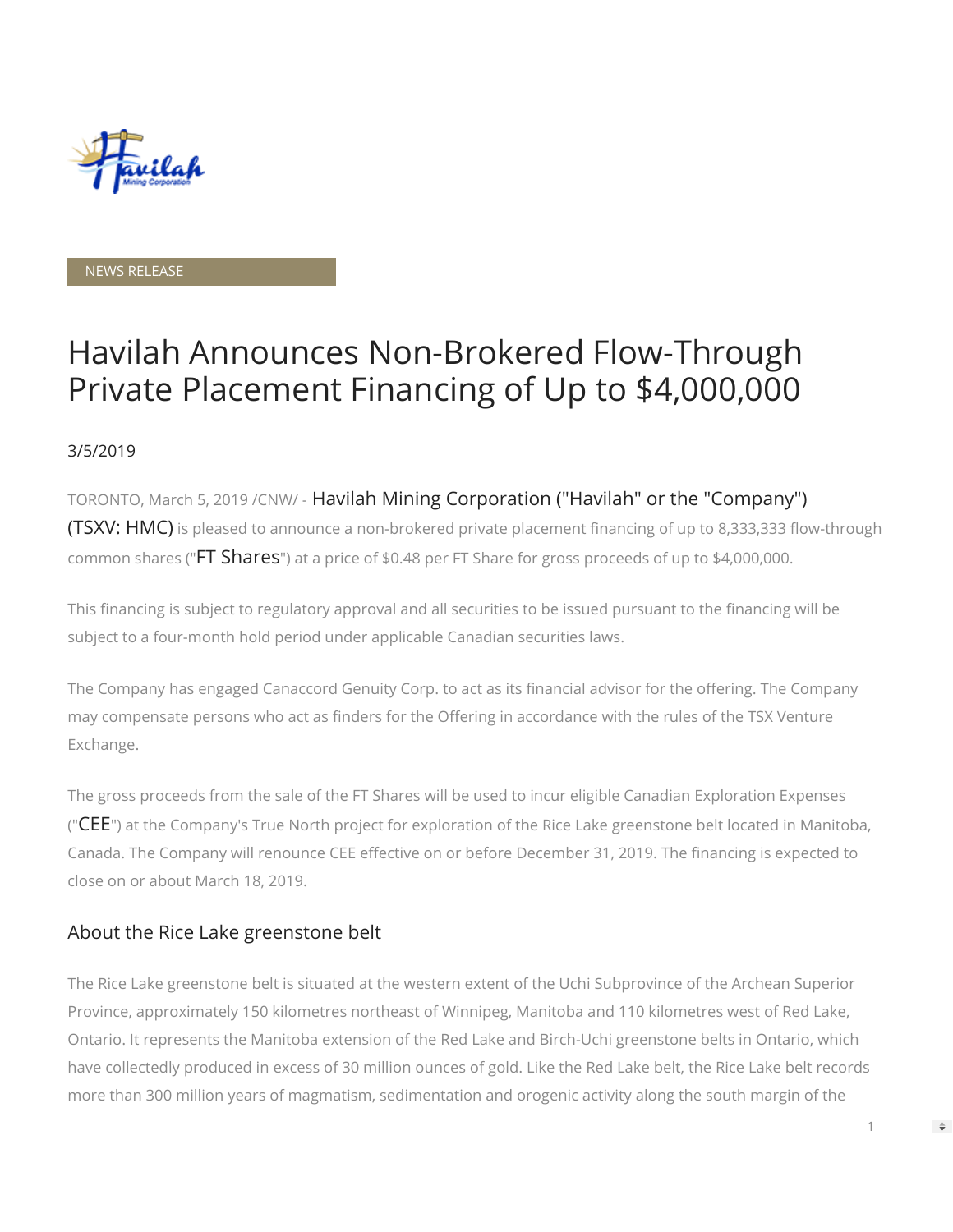NEWS RELEASE

# Havilah Announces Non-Brokered Flow-Through Private Placement Financing of Up to $4,000,000

3/5/2019

TORONTO, March 5, 2019 /CNW/ - Havilah Mining Corporation ("Havilah" or the "Company") (TSXV: HMC) is pleased to announce a non-brokered private placement financing of up to 8,333,333 flow-through common shares ("FT Shares") at a price of $0.48 per FT Share for gross proceeds of up to $4,000,000.

This financing is subject to regulatory approval and all securities to be issued pursuant to the financing will be subject to a four-month hold period under applicable Canadian securities laws.

The Company has engaged Canaccord Genuity Corp. to act as its financial advisor for the offering. The Company may compensate persons who act as finders for the Offering in accordance with the rules of the TSX Venture Exchange.

The gross proceeds from the sale of the FT Shares will be used to incur eligible Canadian Exploration Expenses ("CEE") at the Company's True North project for exploration of the Rice Lake greenstone belt located in Manitoba, Canada. The Company will renounce CEE effective on or before December 31, 2019. The financing is expected to close on or about March 18, 2019.

## About the Rice Lake greenstone belt

The Rice Lake greenstone belt is situated at the western extent of the Uchi Subprovince of the Archean Superior Province, approximately 150 kilometres northeast of Winnipeg, Manitoba and 110 kilometres west of Red Lake, Ontario. It represents the Manitoba extension of the Red Lake and Birch-Uchi greenstone belts in Ontario, which have collectedly produced in excess of 30 million ounces of gold. Like the Red Lake belt, the Rice Lake belt records more than 300 million years of magmatism, sedimentation and orogenic activity along the south margin of the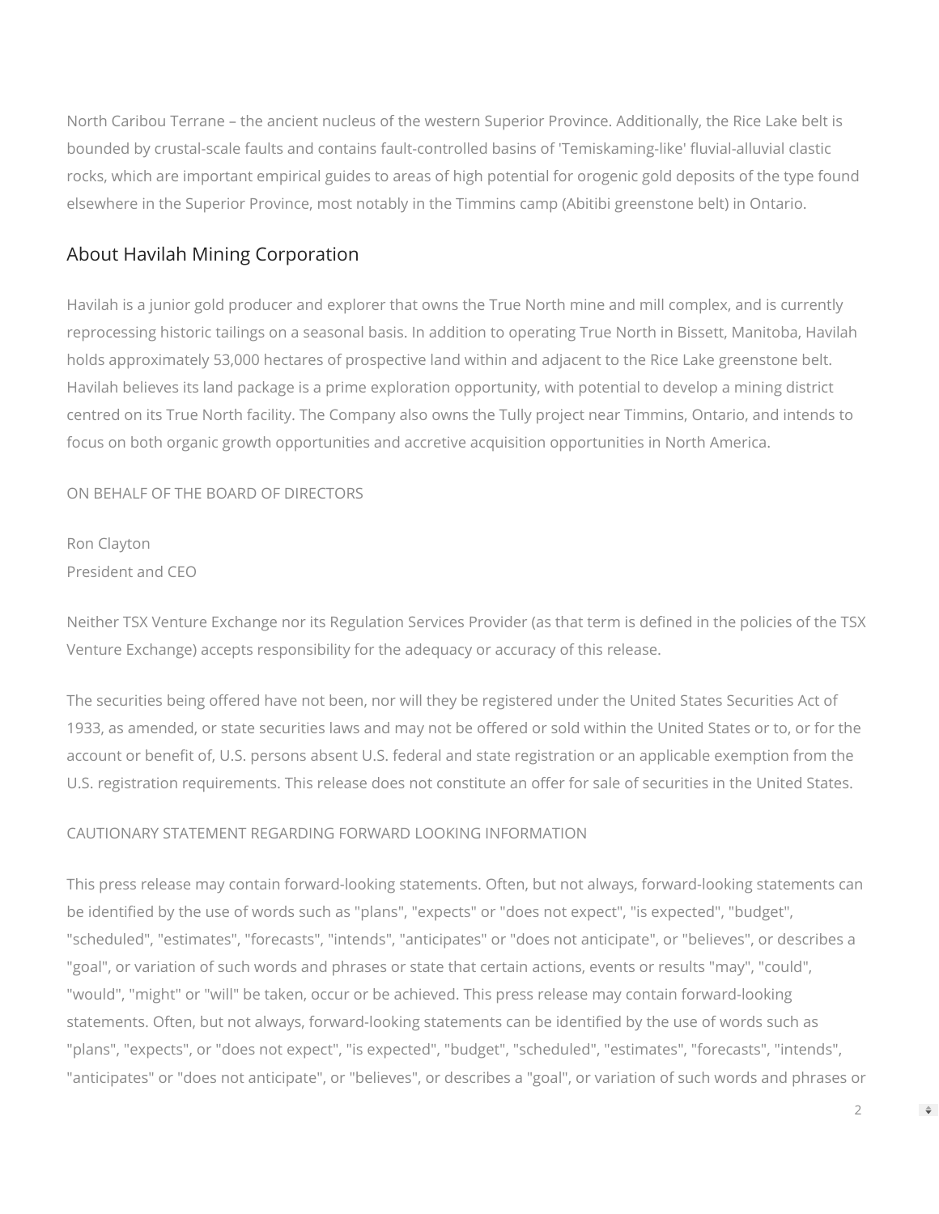North Caribou Terrane – the ancient nucleus of the western Superior Province. Additionally, the Rice Lake belt is bounded by crustal-scale faults and contains fault-controlled basins of 'Temiskaming-like' fluvial-alluvial clastic rocks, which are important empirical guides to areas of high potential for orogenic gold deposits of the type found elsewhere in the Superior Province, most notably in the Timmins camp (Abitibi greenstone belt) in Ontario.

## About Havilah Mining Corporation

Havilah is a junior gold producer and explorer that owns the True North mine and mill complex, and is currently reprocessing historic tailings on a seasonal basis. In addition to operating True North in Bissett, Manitoba, Havilah holds approximately 53,000 hectares of prospective land within and adjacent to the Rice Lake greenstone belt. Havilah believes its land package is a prime exploration opportunity, with potential to develop a mining district centred on its True North facility. The Company also owns the Tully project near Timmins, Ontario, and intends to focus on both organic growth opportunities and accretive acquisition opportunities in North America.

ON BEHALF OF THE BOARD OF DIRECTORS

Ron Clayton
President and CEO

Neither TSX Venture Exchange nor its Regulation Services Provider (as that term is defined in the policies of the TSX Venture Exchange) accepts responsibility for the adequacy or accuracy of this release.

The securities being offered have not been, nor will they be registered under the United States Securities Act of 1933, as amended, or state securities laws and may not be offered or sold within the United States or to, or for the account or benefit of, U.S. persons absent U.S. federal and state registration or an applicable exemption from the U.S. registration requirements. This release does not constitute an offer for sale of securities in the United States.

CAUTIONARY STATEMENT REGARDING FORWARD LOOKING INFORMATION

This press release may contain forward-looking statements. Often, but not always, forward-looking statements can be identified by the use of words such as "plans", "expects" or "does not expect", "is expected", "budget", "scheduled", "estimates", "forecasts", "intends", "anticipates" or "does not anticipate", or "believes", or describes a "goal", or variation of such words and phrases or state that certain actions, events or results "may", "could", "would", "might" or "will" be taken, occur or be achieved. This press release may contain forward-looking statements. Often, but not always, forward-looking statements can be identified by the use of words such as "plans", "expects", or "does not expect", "is expected", "budget", "scheduled", "estimates", "forecasts", "intends", "anticipates" or "does not anticipate", or "believes", or describes a "goal", or variation of such words and phrases or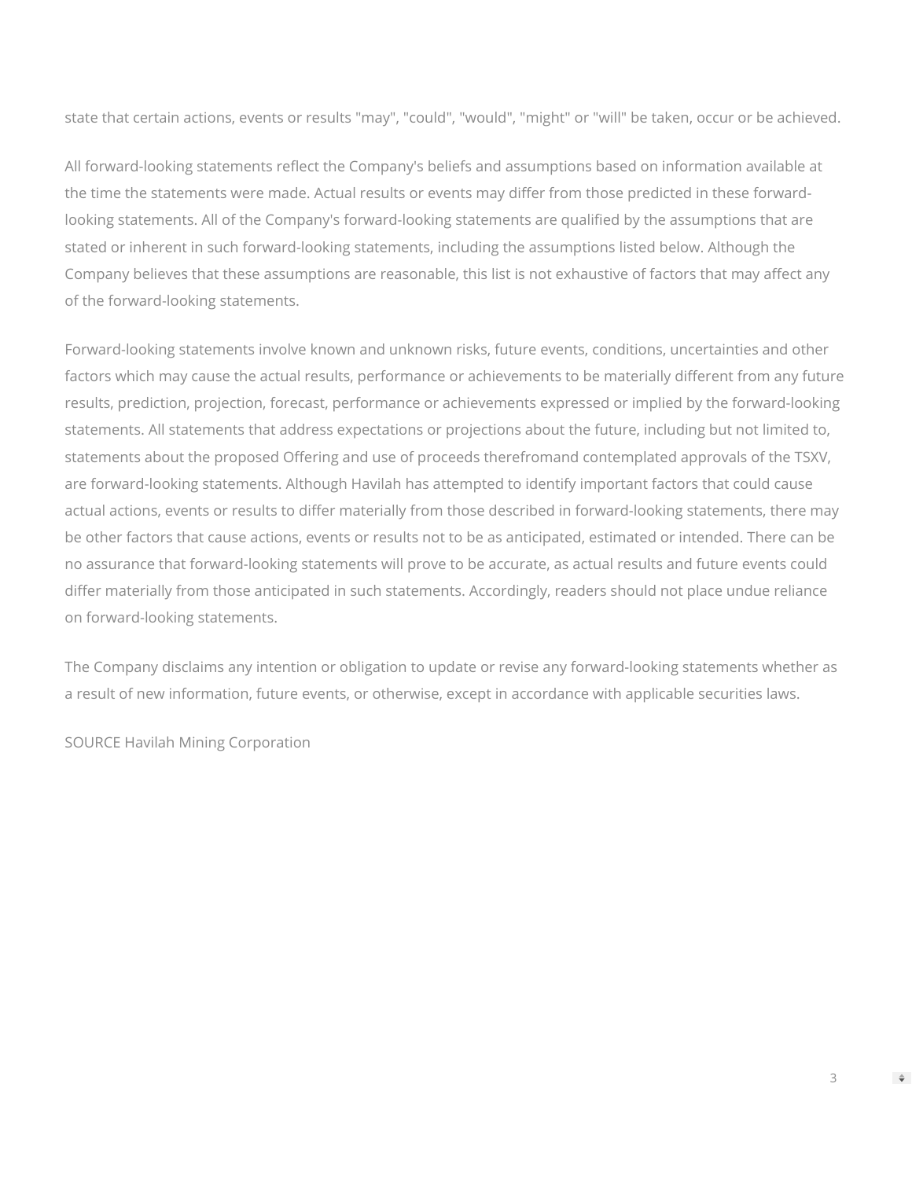state that certain actions, events or results "may", "could", "would", "might" or "will" be taken, occur or be achieved.

All forward-looking statements reflect the Company's beliefs and assumptions based on information available at the time the statements were made. Actual results or events may differ from those predicted in these forward-looking statements. All of the Company's forward-looking statements are qualified by the assumptions that are stated or inherent in such forward-looking statements, including the assumptions listed below. Although the Company believes that these assumptions are reasonable, this list is not exhaustive of factors that may affect any of the forward-looking statements.

Forward-looking statements involve known and unknown risks, future events, conditions, uncertainties and other factors which may cause the actual results, performance or achievements to be materially different from any future results, prediction, projection, forecast, performance or achievements expressed or implied by the forward-looking statements. All statements that address expectations or projections about the future, including but not limited to, statements about the proposed Offering and use of proceeds therefromand contemplated approvals of the TSXV, are forward-looking statements. Although Havilah has attempted to identify important factors that could cause actual actions, events or results to differ materially from those described in forward-looking statements, there may be other factors that cause actions, events or results not to be as anticipated, estimated or intended. There can be no assurance that forward-looking statements will prove to be accurate, as actual results and future events could differ materially from those anticipated in such statements. Accordingly, readers should not place undue reliance on forward-looking statements.

The Company disclaims any intention or obligation to update or revise any forward-looking statements whether as a result of new information, future events, or otherwise, except in accordance with applicable securities laws.

SOURCE Havilah Mining Corporation